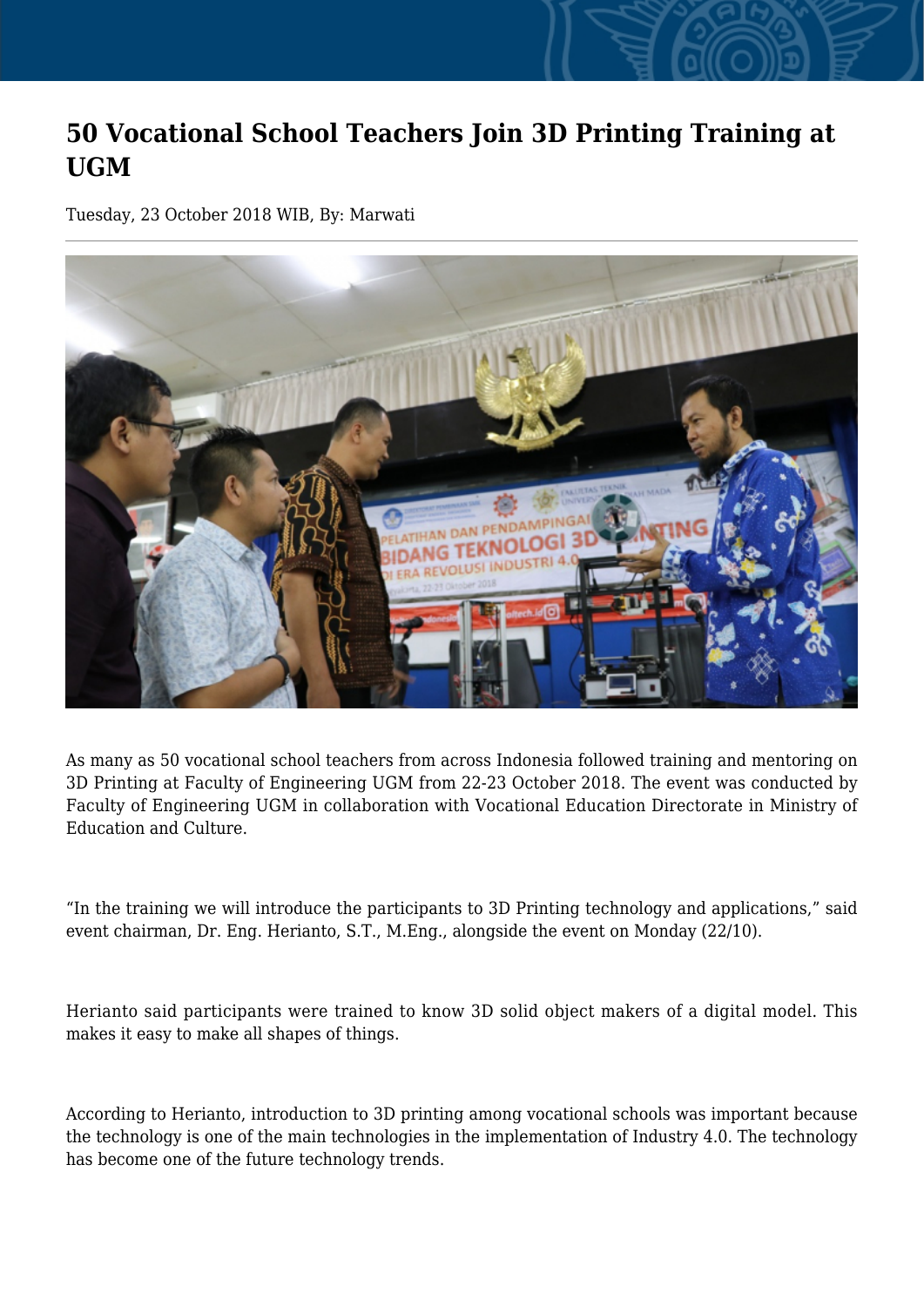# 50 Vocational School Teachers Join 3D Printing Training at UGM

Tuesday, 23 October 2018 WIB, By: Marwati

As many as 50 vocational school teachers from across Indonesia followed training and mentoring on 3D Printing at Faculty of Engineering UGM from 22-23 October 2018. The event was conducted by Faculty of Engineering UGM in collaboration with Vocational Education Directorate in Ministry of Education and Culture.

"In the training we will introduce the participants to 3D Printing technology and applications," said event chairman, Dr. Eng. Herianto, S.T., M.Eng., alongside the event on Monday (22/10).

Herianto said participants were trained to know 3D solid object makers of a digital model. This makes it easy to make all shapes of things.

According to Herianto, introduction to 3D printing among vocational schools was important because the technology is one of the main technologies in the implementation of Industry 4.0. The technology has become one of the future technology trends.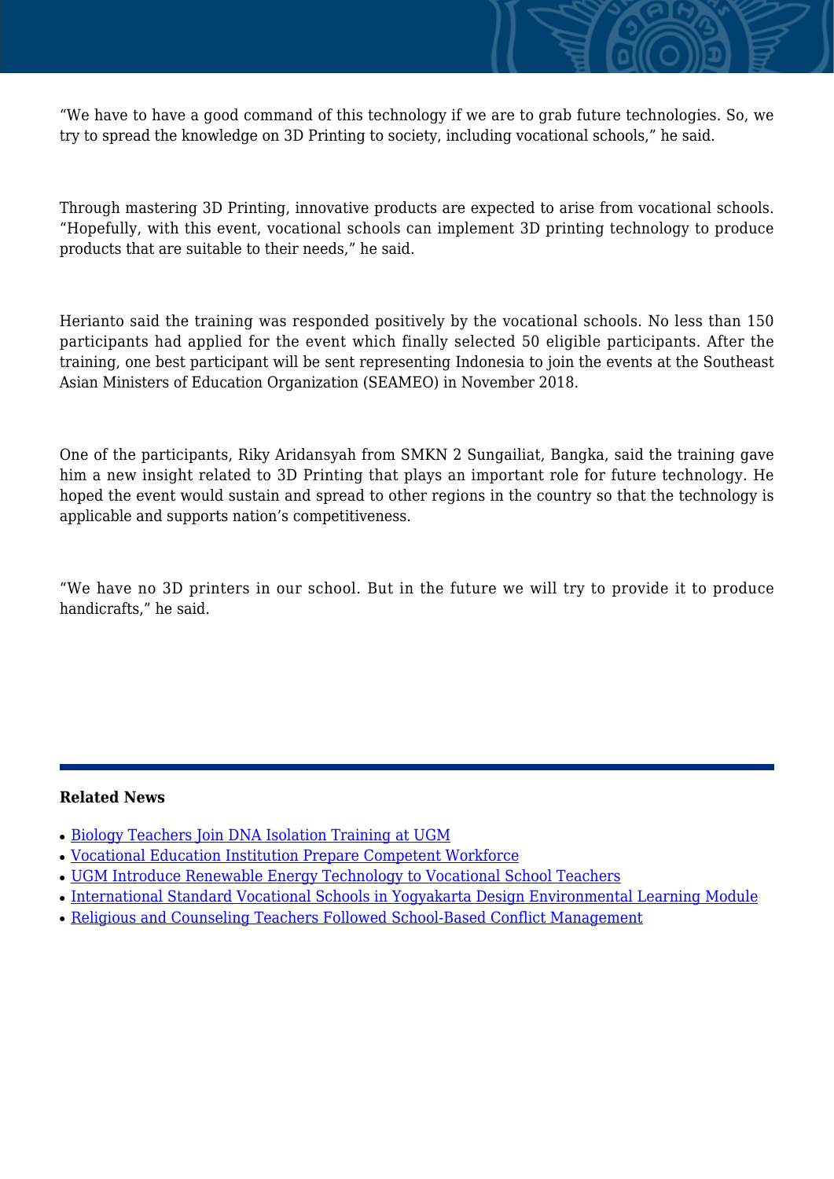"We have to have a good command of this technology if we are to grab future technologies. So, we try to spread the knowledge on 3D Printing to society, including vocational schools," he said.

Through mastering 3D Printing, innovative products are expected to arise from vocational schools. "Hopefully, with this event, vocational schools can implement 3D printing technology to produce products that are suitable to their needs," he said.

Herianto said the training was responded positively by the vocational schools. No less than 150 participants had applied for the event which finally selected 50 eligible participants. After the training, one best participant will be sent representing Indonesia to join the events at the Southeast Asian Ministers of Education Organization (SEAMEO) in November 2018.

One of the participants, Riky Aridansyah from SMKN 2 Sungailiat, Bangka, said the training gave him a new insight related to 3D Printing that plays an important role for future technology. He hoped the event would sustain and spread to other regions in the country so that the technology is applicable and supports nation's competitiveness.

"We have no 3D printers in our school. But in the future we will try to provide it to produce handicrafts," he said.

---

**Related News**

- Biology Teachers Join DNA Isolation Training at UGM
- Vocational Education Institution Prepare Competent Workforce
- UGM Introduce Renewable Energy Technology to Vocational School Teachers
- International Standard Vocational Schools in Yogyakarta Design Environmental Learning Module
- Religious and Counseling Teachers Followed School-Based Conflict Management